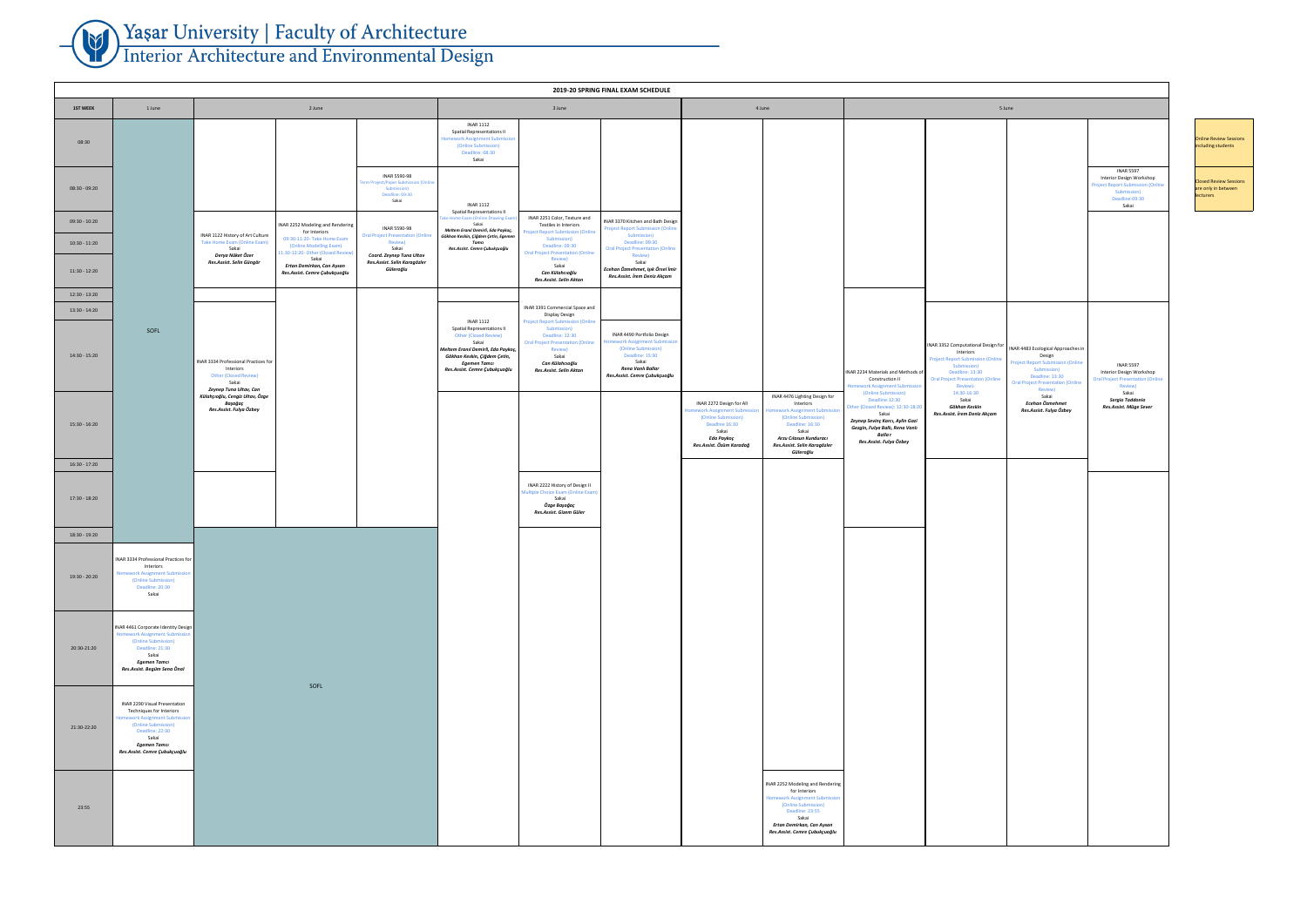# Yaşar University | Faculty of Architecture
## Interior Architecture and Environmental Design

**2019-20 SPRING FINAL EXAM SCHEDULE**

**1ST WEEK**

**1 June**
- 08:30 – 18:30: SOFL
- 19:30 - 20:20: INAR 3334 Professional Practices for Interiors — Homework Assignment Submission (Online Submission), Deadline: 20:30, Sakai
- 20:30-21:20: INAR 4461 Corporate Identity Design — Homework Assignment Submission (Online Submission), Deadline: 21:30, Sakai — *Egemen Tamcı*, *Res.Assist. Begüm Sena Önal*
- 21:30-22:20: INAR 2290 Visual Presentation Techniques for Interiors — Homework Assignment Submission (Online Submission), Deadline: 22:30, Sakai — *Egemen Tamcı*, *Res.Assist. Cemre Çubukçuoğlu*

**2 June**
- 08:30 - 09:20: INAR 5590-98 — Term Project/Paper Submission (Online Submission), Deadline: 09:30, Sakai
- 09:30 - 12:20: INAR 1122 History of Art Culture — Take Home Exam (Online Exam), Sakai — *Derya Nüket Özer*, *Res.Assist. Selin Güngör*
- 09:30 - 12:20: INAR 2252 Modeling and Rendering for Interiors — 09:30-11:20- Take Home Exam (Online Modelling Exam); 11:30-12:20- Other (Closed Review), Sakai — *Ertan Demirkan, Can Aysan*, *Res.Assist. Cemre Çubukçuoğlu*
- 09:30 - 12:20: INAR 5590-98 — Oral Project Presentation (Online Review), Sakai — *Coord. Zeynep Tuna Ultav*, *Res.Assist. Selin Karagözler Güleroğlu*
- 13:30 - 16:20: INAR 3334 Professional Practices for Interiors — Other (Closed Review), Sakai — *Zeynep Tuna Ultav, Can Külahçıoğlu, Cengiz Ultav, Özge Başağaç*, *Res.Assist. Fulya Özbey*
- 18:30 – 23:55: SOFL

**3 June**
- 08:30: INAR 1112 Spatial Representations II — Homework Assignment Submission (Online Submission), Deadline: 08:30, Sakai
- 08:30 - 11:20: INAR 1112 Spatial Representations II — Take Home Exam (Online Drawing Exam), Sakai — *Meltem Eranıl Demirli, Eda Paykoç, Gökhan Keskin, Çiğdem Çetin, Egemen Tamcı*, *Res.Assist. Cemre Çubukçuoğlu*
- 09:30 - 12:20: INAR 2251 Color, Texture and Textiles in Interiors — Project Report Submission (Online Submission), Deadline: 09:30; Oral Project Presentation (Online Review), Sakai — *Can Külahçıoğlu*, *Res.Assist. Selin Akkan*
- 09:30 - 12:20: INAR 3370 Kitchen and Bath Design — Project Report Submission (Online Submission), Deadline: 09:30; Oral Project Presentation (Online Review), Sakai — *Ecehan Özmehmet, Işık Önsel İmir*, *Res.Assist. İrem Deniz Akçam*
- 13:30 - 15:20: INAR 1112 Spatial Representations II — Other (Closed Review), Sakai — *Meltem Eranıl Demirli, Eda Paykoç, Gökhan Keskin, Çiğdem Çetin, Egemen Tamcı*, *Res.Assist. Cemre Çubukçuoğlu*
- 13:30 - 15:20: INAR 3391 Commercial Space and Display Design — Project Report Submission (Online Submission), Deadline: 12:30; Oral Project Presentation (Online Review), Sakai — *Can Külahçıoğlu*, *Res.Assist. Selin Akkan*
- 14:30 - 15:20: INAR 4490 Portfolio Design — Homework Assignment Submission (Online Submission), Deadline: 15:30, Sakai — *Rena Vanli Ballar*, *Res.Assist. Cemre Çubukçuoğlu*
- 17:30 - 18:20: INAR 2222 History of Design II — Multiple Choice Exam (Online Exam), Sakai — *Özge Başağaç*, *Res.Assist. Gizem Güler*

**4 June**
- 15:30 - 16:20: INAR 2272 Design for All — Homework Assignment Submission (Online Submission), Deadline 16:30, Sakai — *Eda Paykoç*, *Res.Assist. Özüm Karadağ*
- 15:30 - 16:20: INAR 4476 Lighting Design for Interiors — Homework Assignment Submission (Online Submission), Deadline: 16:30, Sakai — *Arzu Cılasun Kunduracı*, *Res.Assist. Selin Karagözler Güleroğlu*
- 23:55: INAR 2252 Modeling and Rendering for Interiors — Homework Assignment Submission (Online Submission), Deadline: 23:55, Sakai — *Ertan Demirkan, Can Aysan*, *Res.Assist. Cemre Çubukçuoğlu*

**5 June**
- 08:30 - 09:20: INAR 5597 Interior Design Workshop — Project Report Submission (Online Submission), Deadline:09:30, Sakai
- 12:30 - 18:20: INAR 2234 Materials and Methods of Construction II — Homework Assignment Submission (Online Submission), Deadline 12:30; Other (Closed Review): 12:30-18:20, Sakai — *Zeynep Sevinç Kurcı, Aylin Gazi Gezgin, Fulya Baltı, Rena Vanli Ballar*, *Res.Assist. Fulya Özbey*
- 13:30 - 16:20: INAR 3352 Computational Design for Interiors — Project Report Submission (Online Submission), Deadline: 13:30; Oral Project Presentation (Online Review)- 14:30-16:30, Sakai — *Gökhan Keskin*, *Res.Assist. İrem Deniz Akçam*
- 13:30 - 16:20: INAR 4483 Ecological Approaches in Design — Project Report Submission (Online Submission), Deadline: 13:30; Oral Project Presentation (Online Review), Sakai — *Ecehan Özmehmet*, *Res.Assist. Fulya Özbey*
- 13:30 - 16:20: INAR 5597 Interior Design Workshop — Oral Project Presentation (Online Review), Sakai — *Sergio Taddonio*, *Res.Assist. Müge Sever*

**Legend:**
- Online Review Sessions including students
- Closed Review Sessions are only in between lecturers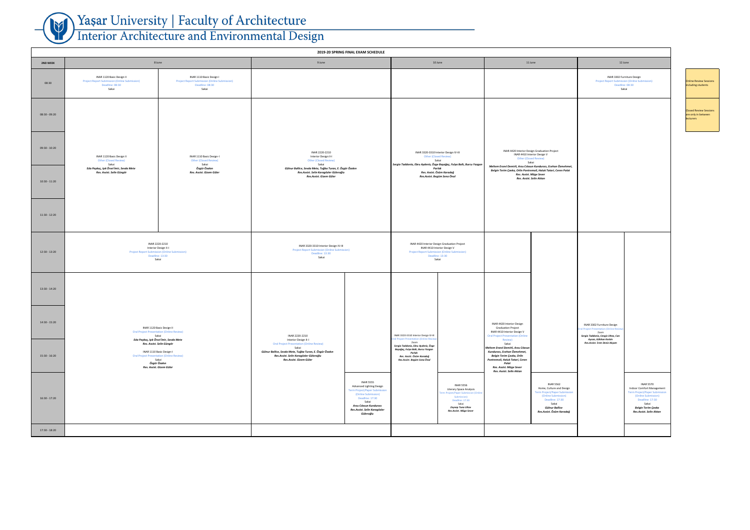# Yaşar University | Faculty of Architecture
## Interior Architecture and Environmental Design

**2019-20 SPRING FINAL EXAM SCHEDULE**

| 2ND WEEK | 8 June | 9 June | 10 June | 11 June | 12 June |
|---|---|---|---|---|---|
| 08:30 | INAR 1120 Basic Design II, Project Report Submission (Online Submission), Deadline: 08:30, Sakai / INAR 1110 Basic Design I, Project Report Submission (Online Submission), Deadline: 08:30, Sakai | | | | INAR 3302 Furniture Design, Project Report Submission (Online Submission), Deadline: 08:30, Sakai |
| 08:30 - 09:20 to 11:30 - 12:20 | INAR 1120 Basic Design II, Other (Closed Review), Sakai, *Eda Paykoç, Işık Önal İmir, Sevda Mete, Res. Assist. Selin Güngör* / INAR 1110 Basic Design-I, Other (Closed Review), Sakai, *Özgür Özakın, Res. Assist. Gizem Güler* | INAR 2220-2210 Interior Design II-I, Other (Closed Review), Sakai, *Gülnur Ballice, Sevda Mete, Tuğba Turan, E. Özgür Özakın, Res.Assist. Selin Karagözler Güleroğlu, Res.Assist. Gizem Güler* | INAR 3320-3310 Interior Design IV-III, Other (Closed Review), Sakai, *Sergio Taddonio, Ebru Aydeniz, Özge Başağaç, Fulya Balkı, Burcu Yazgan Parlak, Res. Assist. Özüm Karadağ, Res.Assist. Begüm Sena Önal* | INAR 4420 Interior Design Graduation Project, INAR 4410 Interior Design V, Other (Closed Review), Sakai, *Meltem Eranıl Demirli, Arzu Cılasun Kunduracı, Ecehan Özmehmet, Belgin Terim Çavka, Orlin Pontremoli, Haluk Tatari, Ceren Polat, Res. Assist. Müge Sever, Res. Assist. Selin Aktan* | |
| 12:30 - 13:20 | INAR 2220-2210 Interior Design II-I, Project Report Submission (Online Submission), Deadline: 13:30, Sakai | INAR 3320-3310 Interior Design IV-III, Project Report Submission (Online Submission), Deadline: 13:30, Sakai | INAR 4420 Interior Design Graduation Project, INAR 4410 Interior Design V, Project Report Submission (Online Submission), Deadline: 13:30, Sakai | | |
| 13:30 - 14:20 to 15:30 - 16:20 | INAR 1120 Basic Design II, Oral Project Presentation (Online Review), Sakai, *Eda Paykoç, Işık Önal İmir, Sevda Mete, Res. Assist. Selin Güngör* / INAR 1110 Basic Design-I, Oral Project Presentation (Online Review), Sakai, *Özgür Özakın, Res. Assist. Gizem Güler* | INAR 2220-2210 Interior Design II-I, Oral Project Presentation (Online Review), Sakai, *Gülnur Ballice, Sevda Mete, Tuğba Turan, E. Özgür Özakın, Res.Assist. Selin Karagözler Güleroğlu, Res.Assist. Gizem Güler* | INAR 3320-3310 Interior Design IV-III, Oral Project Presentation (Online Review), Zoom, *Sergio Taddonio, Ebru Aydeniz, Özge Başağaç, Fulya Balkı, Burcu Yazgan Parlak, Res. Assist. Özüm Karadağ, Res.Assist. Begüm Sena Önal* | INAR 4420 Interior Design Graduation Project, INAR 4410 Interior Design V, Oral Project Presentation (Online Review), Sakai, *Meltem Eranıl Demirli, Arzu Cılasun Kunduracı, Ecehan Özmehmet, Belgin Terim Çavka, Orlin Pontremoli, Haluk Tatari, Ceren Polat, Res. Assist. Müge Sever, Res. Assist. Selin Aktan* | INAR 3302 Furniture Design, Oral Project Presentation (Online Review), Zoom, *Sergio Taddonio, Cengiz Ultav, Can Aysan, Gökhan Keskin, Res.Assist. İrem Deniz Akçam* |
| 16:30 - 17:20 | | INAR 5555 Advanced Lighting Design, Term Project/Paper Submission (Online Submission), Deadline: 17:30, Sakai, *Arzu Cılasun Kunduracı, Res.Assist. Selin Karagözler Güleroğlu* | INAR 5556 Literary Space Analysis, Term Project/Paper Submission (Online Submission), Deadline: 17:30, Sakai, *Zeynep Tuna Ultav, Res.Assist. Müge Sever* | INAR 5562 Home, Culture and Design, Term Project/Paper Submission (Online Submission), Deadline: 17:30, Sakai, *Gülnur Ballice, Res.Assist. Özüm Karadağ* | INAR 5570 Indoor Comfort Management, Term Project/Paper Submission (Online Submission), Deadline: 17:30, Sakai, *Belgin Terim Çavka, Res.Assist. Selin Aktan* |
| 17:30 - 18:20 | | | | | |

Online Review Sessions including students

Closed Review Sessions are only in between lecturers